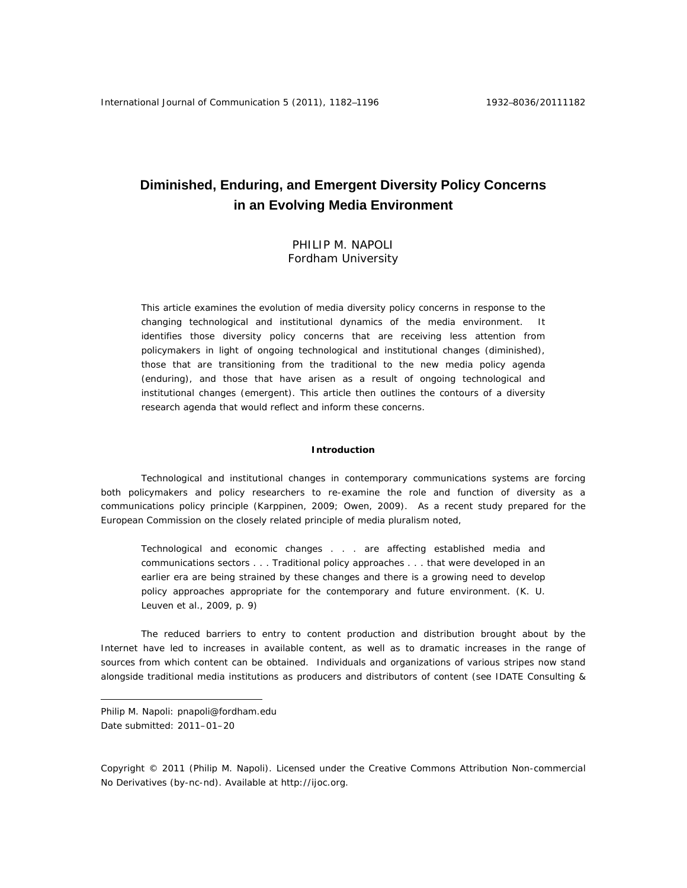# Diminished, Enduring, and Emergent Diversity Policy Concerns in an Evolving Media Environment

PHILIP M. NAPOLI
Fordham University

This article examines the evolution of media diversity policy concerns in response to the changing technological and institutional dynamics of the media environment. It identifies those diversity policy concerns that are receiving less attention from policymakers in light of ongoing technological and institutional changes (diminished), those that are transitioning from the traditional to the new media policy agenda (enduring), and those that have arisen as a result of ongoing technological and institutional changes (emergent). This article then outlines the contours of a diversity research agenda that would reflect and inform these concerns.

## Introduction

Technological and institutional changes in contemporary communications systems are forcing both policymakers and policy researchers to re-examine the role and function of diversity as a communications policy principle (Karppinen, 2009; Owen, 2009). As a recent study prepared for the European Commission on the closely related principle of media pluralism noted,

> Technological and economic changes . . . are affecting established media and communications sectors . . . Traditional policy approaches . . . that were developed in an earlier era are being strained by these changes and there is a growing need to develop policy approaches appropriate for the contemporary and future environment. (K. U. Leuven et al., 2009, p. 9)

The reduced barriers to entry to content production and distribution brought about by the Internet have led to increases in available content, as well as to dramatic increases in the range of sources from which content can be obtained. Individuals and organizations of various stripes now stand alongside traditional media institutions as producers and distributors of content (see IDATE Consulting &

---

Philip M. Napoli: pnapoli@fordham.edu
Date submitted: 2011–01–20

Copyright © 2011 (Philip M. Napoli). Licensed under the Creative Commons Attribution Non-commercial No Derivatives (by-nc-nd). Available at http://ijoc.org.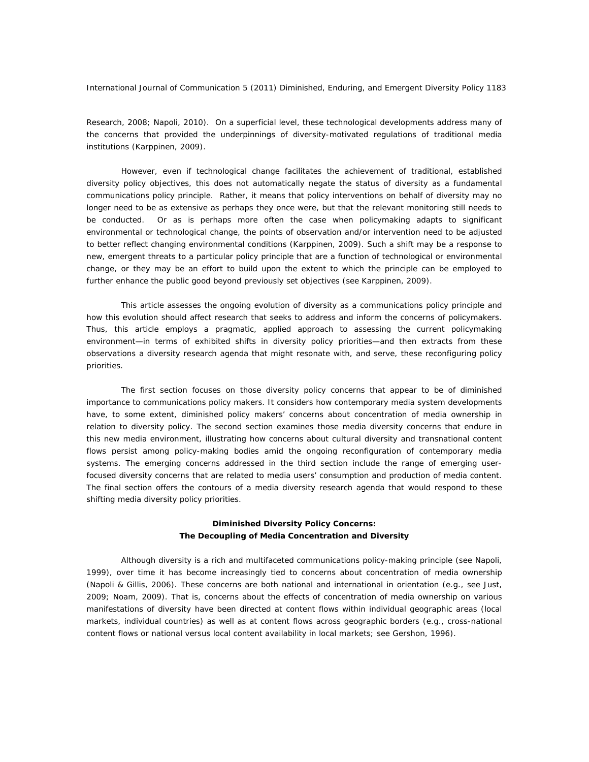Research, 2008; Napoli, 2010). On a superficial level, these technological developments address many of the concerns that provided the underpinnings of diversity-motivated regulations of traditional media institutions (Karppinen, 2009).

However, even if technological change facilitates the achievement of traditional, established diversity policy objectives, this does not automatically negate the status of diversity as a fundamental communications policy principle. Rather, it means that policy interventions on behalf of diversity may no longer need to be as extensive as perhaps they once were, but that the relevant monitoring still needs to be conducted. Or as is perhaps more often the case when policymaking adapts to significant environmental or technological change, the points of observation and/or intervention need to be adjusted to better reflect changing environmental conditions (Karppinen, 2009). Such a shift may be a response to new, emergent threats to a particular policy principle that are a function of technological or environmental change, or they may be an effort to build upon the extent to which the principle can be employed to further enhance the public good beyond previously set objectives (see Karppinen, 2009).

This article assesses the ongoing evolution of diversity as a communications policy principle and how this evolution should affect research that seeks to address and inform the concerns of policymakers. Thus, this article employs a pragmatic, applied approach to assessing the current policymaking environment—in terms of exhibited shifts in diversity policy priorities—and then extracts from these observations a diversity research agenda that might resonate with, and serve, these reconfiguring policy priorities.

The first section focuses on those diversity policy concerns that appear to be of diminished importance to communications policy makers. It considers how contemporary media system developments have, to some extent, diminished policy makers' concerns about concentration of media ownership in relation to diversity policy. The second section examines those media diversity concerns that endure in this new media environment, illustrating how concerns about cultural diversity and transnational content flows persist among policy-making bodies amid the ongoing reconfiguration of contemporary media systems. The emerging concerns addressed in the third section include the range of emerging user-focused diversity concerns that are related to media users' consumption and production of media content. The final section offers the contours of a media diversity research agenda that would respond to these shifting media diversity policy priorities.

## Diminished Diversity Policy Concerns: The Decoupling of Media Concentration and Diversity

Although diversity is a rich and multifaceted communications policy-making principle (see Napoli, 1999), over time it has become increasingly tied to concerns about concentration of media ownership (Napoli & Gillis, 2006). These concerns are both national and international in orientation (e.g., see Just, 2009; Noam, 2009). That is, concerns about the effects of concentration of media ownership on various manifestations of diversity have been directed at content flows within individual geographic areas (local markets, individual countries) as well as at content flows across geographic borders (e.g., cross-national content flows or national versus local content availability in local markets; see Gershon, 1996).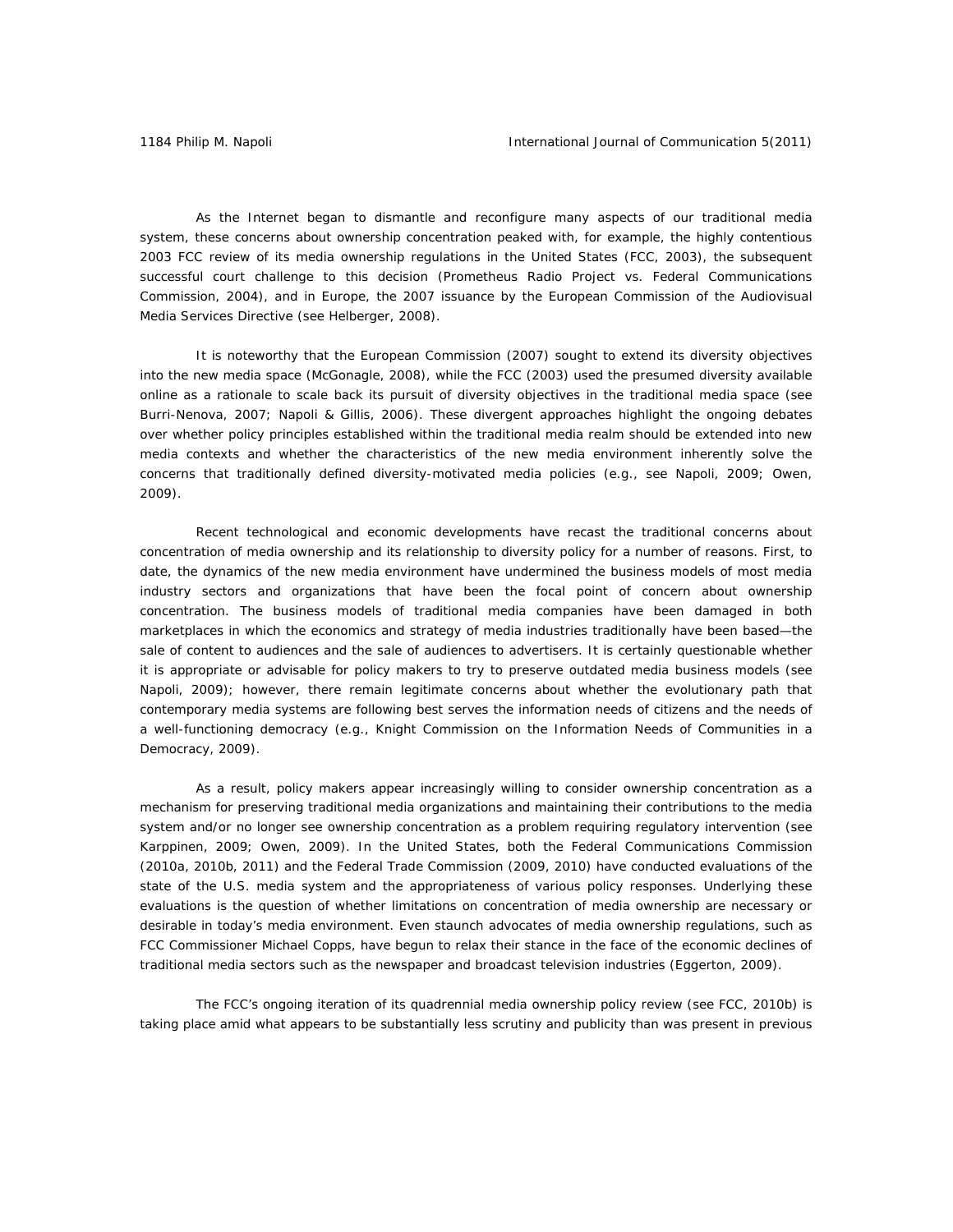As the Internet began to dismantle and reconfigure many aspects of our traditional media system, these concerns about ownership concentration peaked with, for example, the highly contentious 2003 FCC review of its media ownership regulations in the United States (FCC, 2003), the subsequent successful court challenge to this decision (Prometheus Radio Project vs. Federal Communications Commission, 2004), and in Europe, the 2007 issuance by the European Commission of the Audiovisual Media Services Directive (see Helberger, 2008).

It is noteworthy that the European Commission (2007) sought to extend its diversity objectives into the new media space (McGonagle, 2008), while the FCC (2003) used the presumed diversity available online as a rationale to scale back its pursuit of diversity objectives in the traditional media space (see Burri-Nenova, 2007; Napoli & Gillis, 2006). These divergent approaches highlight the ongoing debates over whether policy principles established within the traditional media realm should be extended into new media contexts and whether the characteristics of the new media environment inherently solve the concerns that traditionally defined diversity-motivated media policies (e.g., see Napoli, 2009; Owen, 2009).

Recent technological and economic developments have recast the traditional concerns about concentration of media ownership and its relationship to diversity policy for a number of reasons. First, to date, the dynamics of the new media environment have undermined the business models of most media industry sectors and organizations that have been the focal point of concern about ownership concentration. The business models of traditional media companies have been damaged in both marketplaces in which the economics and strategy of media industries traditionally have been based—the sale of content to audiences and the sale of audiences to advertisers. It is certainly questionable whether it is appropriate or advisable for policy makers to try to preserve outdated media business models (see Napoli, 2009); however, there remain legitimate concerns about whether the evolutionary path that contemporary media systems are following best serves the information needs of citizens and the needs of a well-functioning democracy (e.g., Knight Commission on the Information Needs of Communities in a Democracy, 2009).

As a result, policy makers appear increasingly willing to consider ownership concentration as a mechanism for preserving traditional media organizations and maintaining their contributions to the media system and/or no longer see ownership concentration as a problem requiring regulatory intervention (see Karppinen, 2009; Owen, 2009). In the United States, both the Federal Communications Commission (2010a, 2010b, 2011) and the Federal Trade Commission (2009, 2010) have conducted evaluations of the state of the U.S. media system and the appropriateness of various policy responses. Underlying these evaluations is the question of whether limitations on concentration of media ownership are necessary or desirable in today's media environment. Even staunch advocates of media ownership regulations, such as FCC Commissioner Michael Copps, have begun to relax their stance in the face of the economic declines of traditional media sectors such as the newspaper and broadcast television industries (Eggerton, 2009).

The FCC's ongoing iteration of its quadrennial media ownership policy review (see FCC, 2010b) is taking place amid what appears to be substantially less scrutiny and publicity than was present in previous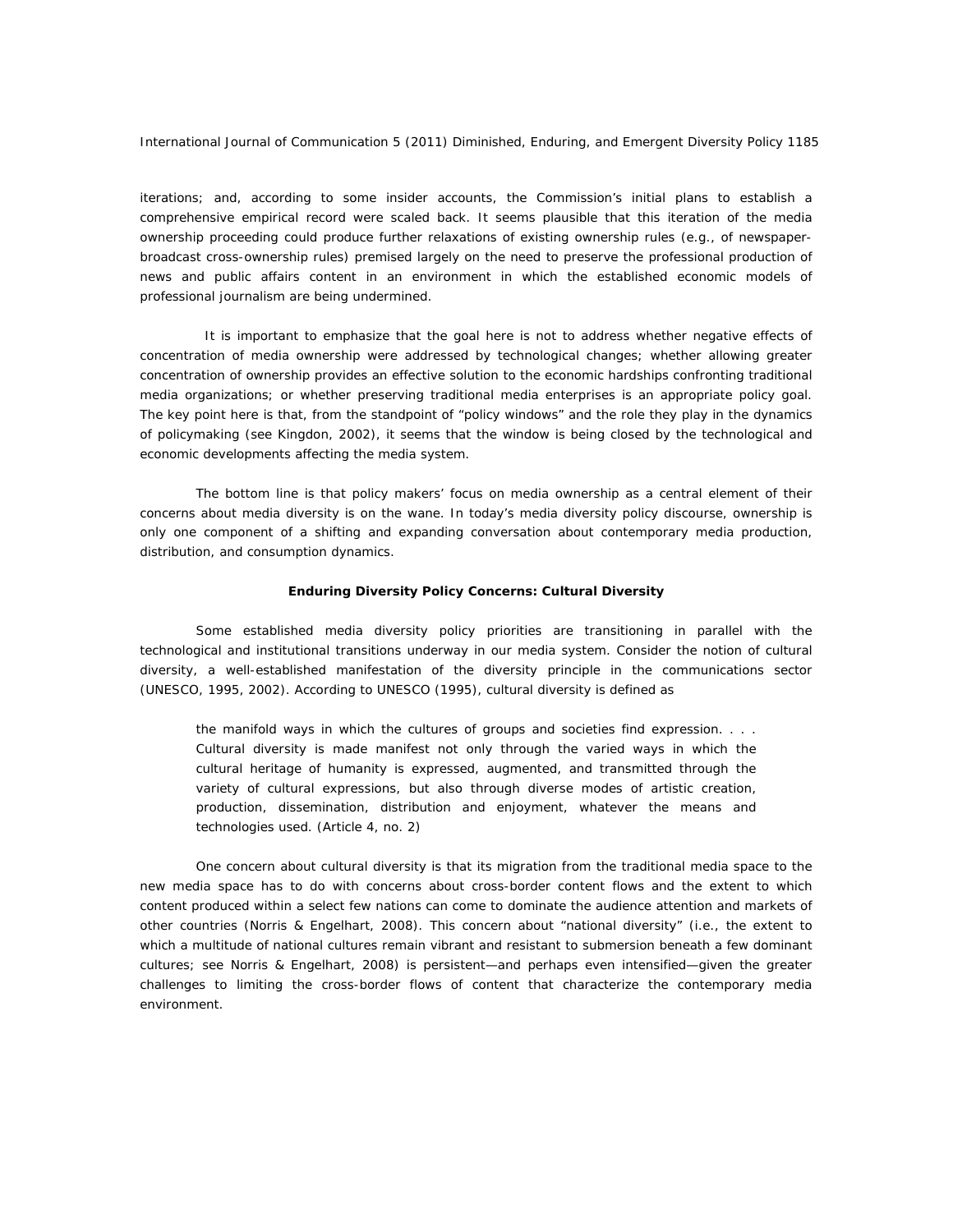iterations; and, according to some insider accounts, the Commission's initial plans to establish a comprehensive empirical record were scaled back. It seems plausible that this iteration of the media ownership proceeding could produce further relaxations of existing ownership rules (e.g., of newspaper-broadcast cross-ownership rules) premised largely on the need to preserve the professional production of news and public affairs content in an environment in which the established economic models of professional journalism are being undermined.

It is important to emphasize that the goal here is not to address whether negative effects of concentration of media ownership were addressed by technological changes; whether allowing greater concentration of ownership provides an effective solution to the economic hardships confronting traditional media organizations; or whether preserving traditional media enterprises is an appropriate policy goal. The key point here is that, from the standpoint of "policy windows" and the role they play in the dynamics of policymaking (see Kingdon, 2002), it seems that the window is being closed by the technological and economic developments affecting the media system.

The bottom line is that policy makers' focus on media ownership as a central element of their concerns about media diversity is on the wane. In today's media diversity policy discourse, ownership is only one component of a shifting and expanding conversation about contemporary media production, distribution, and consumption dynamics.

## Enduring Diversity Policy Concerns: Cultural Diversity

Some established media diversity policy priorities are transitioning in parallel with the technological and institutional transitions underway in our media system. Consider the notion of cultural diversity, a well-established manifestation of the diversity principle in the communications sector (UNESCO, 1995, 2002). According to UNESCO (1995), cultural diversity is defined as

> the manifold ways in which the cultures of groups and societies find expression. . . . Cultural diversity is made manifest not only through the varied ways in which the cultural heritage of humanity is expressed, augmented, and transmitted through the variety of cultural expressions, but also through diverse modes of artistic creation, production, dissemination, distribution and enjoyment, whatever the means and technologies used. (Article 4, no. 2)

One concern about cultural diversity is that its migration from the traditional media space to the new media space has to do with concerns about cross-border content flows and the extent to which content produced within a select few nations can come to dominate the audience attention and markets of other countries (Norris & Engelhart, 2008). This concern about "national diversity" (i.e., the extent to which a multitude of national cultures remain vibrant and resistant to submersion beneath a few dominant cultures; see Norris & Engelhart, 2008) is persistent—and perhaps even intensified—given the greater challenges to limiting the cross-border flows of content that characterize the contemporary media environment.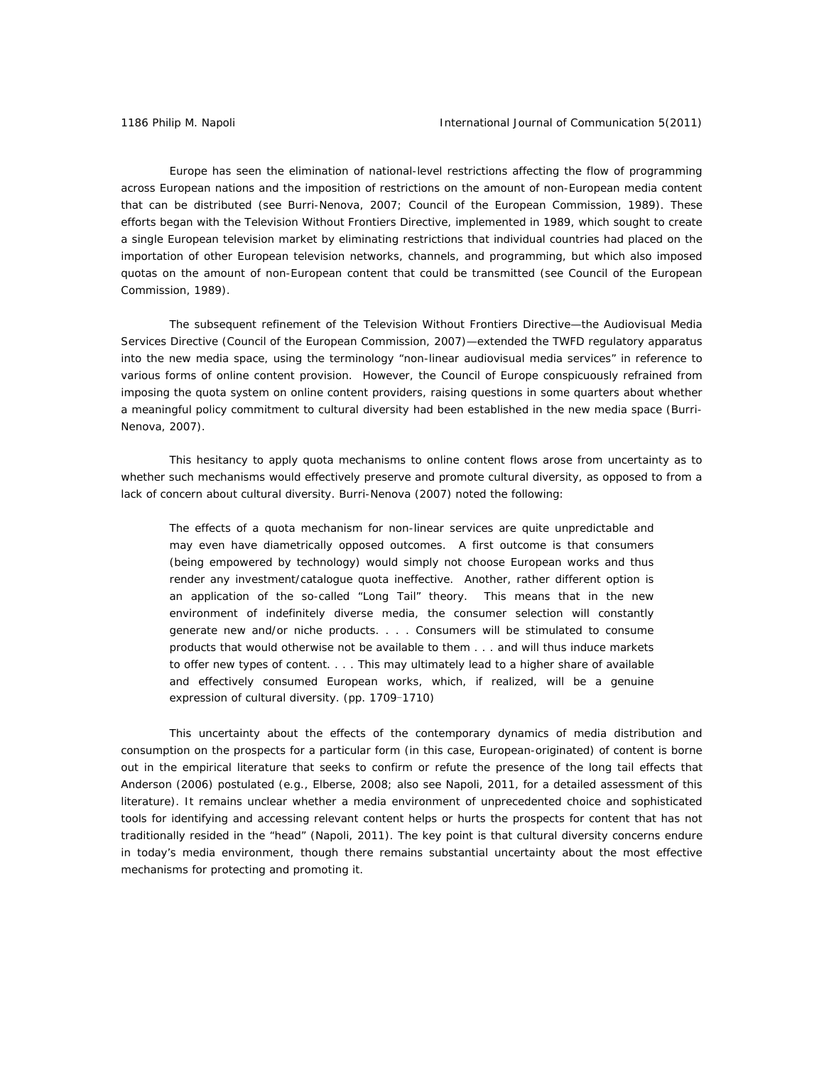Europe has seen the elimination of national-level restrictions affecting the flow of programming across European nations and the imposition of restrictions on the amount of non-European media content that can be distributed (see Burri-Nenova, 2007; Council of the European Commission, 1989). These efforts began with the Television Without Frontiers Directive, implemented in 1989, which sought to create a single European television market by eliminating restrictions that individual countries had placed on the importation of other European television networks, channels, and programming, but which also imposed quotas on the amount of non-European content that could be transmitted (see Council of the European Commission, 1989).

The subsequent refinement of the Television Without Frontiers Directive—the Audiovisual Media Services Directive (Council of the European Commission, 2007)—extended the TWFD regulatory apparatus into the new media space, using the terminology "non-linear audiovisual media services" in reference to various forms of online content provision. However, the Council of Europe conspicuously refrained from imposing the quota system on online content providers, raising questions in some quarters about whether a meaningful policy commitment to cultural diversity had been established in the new media space (Burri-Nenova, 2007).

This hesitancy to apply quota mechanisms to online content flows arose from uncertainty as to whether such mechanisms would effectively preserve and promote cultural diversity, as opposed to from a lack of concern about cultural diversity. Burri-Nenova (2007) noted the following:

> The effects of a quota mechanism for non-linear services are quite unpredictable and may even have diametrically opposed outcomes. A first outcome is that consumers (being empowered by technology) would simply not choose European works and thus render any investment/catalogue quota ineffective. Another, rather different option is an application of the so-called "Long Tail" theory. This means that in the new environment of indefinitely diverse media, the consumer selection will constantly generate new and/or niche products. . . . Consumers will be stimulated to consume products that would otherwise not be available to them . . . and will thus induce markets to offer new types of content. . . . This may ultimately lead to a higher share of available and effectively consumed European works, which, if realized, will be a genuine expression of cultural diversity. (pp. 1709–1710)

This uncertainty about the effects of the contemporary dynamics of media distribution and consumption on the prospects for a particular form (in this case, European-originated) of content is borne out in the empirical literature that seeks to confirm or refute the presence of the long tail effects that Anderson (2006) postulated (e.g., Elberse, 2008; also see Napoli, 2011, for a detailed assessment of this literature). It remains unclear whether a media environment of unprecedented choice and sophisticated tools for identifying and accessing relevant content helps or hurts the prospects for content that has not traditionally resided in the "head" (Napoli, 2011). The key point is that cultural diversity concerns endure in today's media environment, though there remains substantial uncertainty about the most effective mechanisms for protecting and promoting it.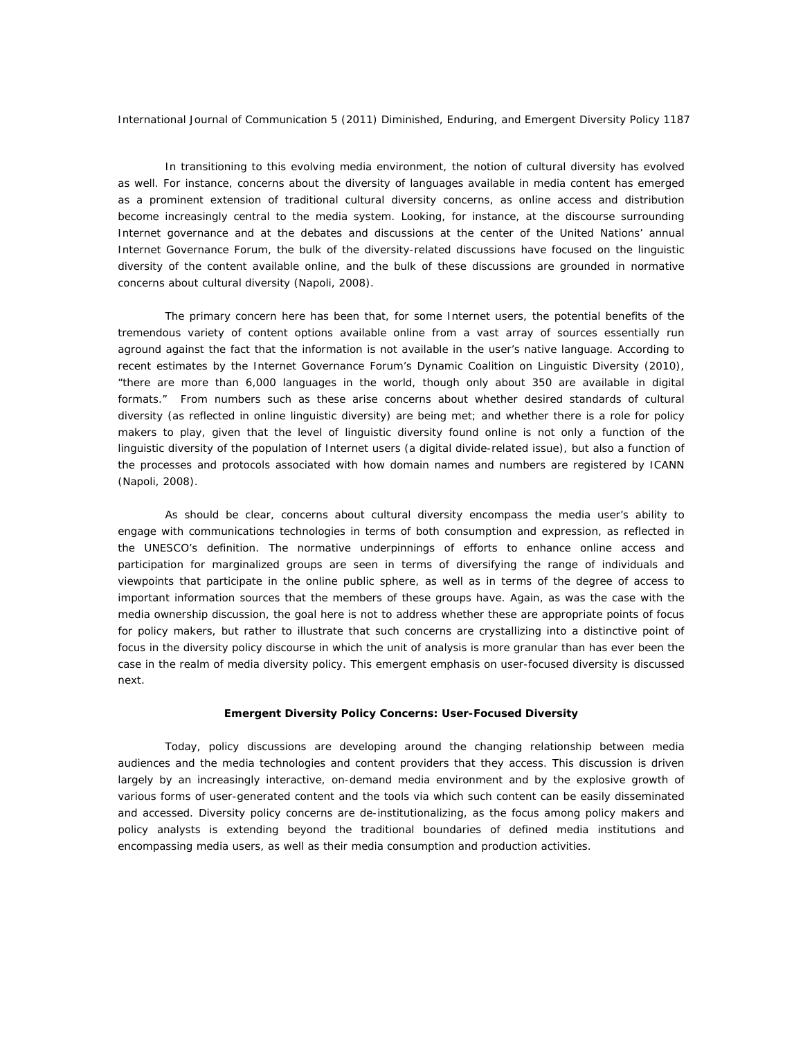In transitioning to this evolving media environment, the notion of cultural diversity has evolved as well. For instance, concerns about the diversity of languages available in media content has emerged as a prominent extension of traditional cultural diversity concerns, as online access and distribution become increasingly central to the media system. Looking, for instance, at the discourse surrounding Internet governance and at the debates and discussions at the center of the United Nations' annual Internet Governance Forum, the bulk of the diversity-related discussions have focused on the linguistic diversity of the content available online, and the bulk of these discussions are grounded in normative concerns about cultural diversity (Napoli, 2008).

The primary concern here has been that, for some Internet users, the potential benefits of the tremendous variety of content options available online from a vast array of sources essentially run aground against the fact that the information is not available in the user's native language. According to recent estimates by the Internet Governance Forum's Dynamic Coalition on Linguistic Diversity (2010), "there are more than 6,000 languages in the world, though only about 350 are available in digital formats." From numbers such as these arise concerns about whether desired standards of cultural diversity (as reflected in online linguistic diversity) are being met; and whether there is a role for policy makers to play, given that the level of linguistic diversity found online is not only a function of the linguistic diversity of the population of Internet users (a digital divide-related issue), but also a function of the processes and protocols associated with how domain names and numbers are registered by ICANN (Napoli, 2008).

As should be clear, concerns about cultural diversity encompass the media user's ability to engage with communications technologies in terms of both consumption and expression, as reflected in the UNESCO's definition. The normative underpinnings of efforts to enhance online access and participation for marginalized groups are seen in terms of diversifying the range of individuals and viewpoints that participate in the online public sphere, as well as in terms of the degree of access to important information sources that the members of these groups have. Again, as was the case with the media ownership discussion, the goal here is not to address whether these are appropriate points of focus for policy makers, but rather to illustrate that such concerns are crystallizing into a distinctive point of focus in the diversity policy discourse in which the unit of analysis is more granular than has ever been the case in the realm of media diversity policy. This emergent emphasis on user-focused diversity is discussed next.

## Emergent Diversity Policy Concerns: User-Focused Diversity

Today, policy discussions are developing around the changing relationship between media audiences and the media technologies and content providers that they access. This discussion is driven largely by an increasingly interactive, on-demand media environment and by the explosive growth of various forms of user-generated content and the tools via which such content can be easily disseminated and accessed. Diversity policy concerns are de-institutionalizing, as the focus among policy makers and policy analysts is extending beyond the traditional boundaries of defined media institutions and encompassing media users, as well as their media consumption and production activities.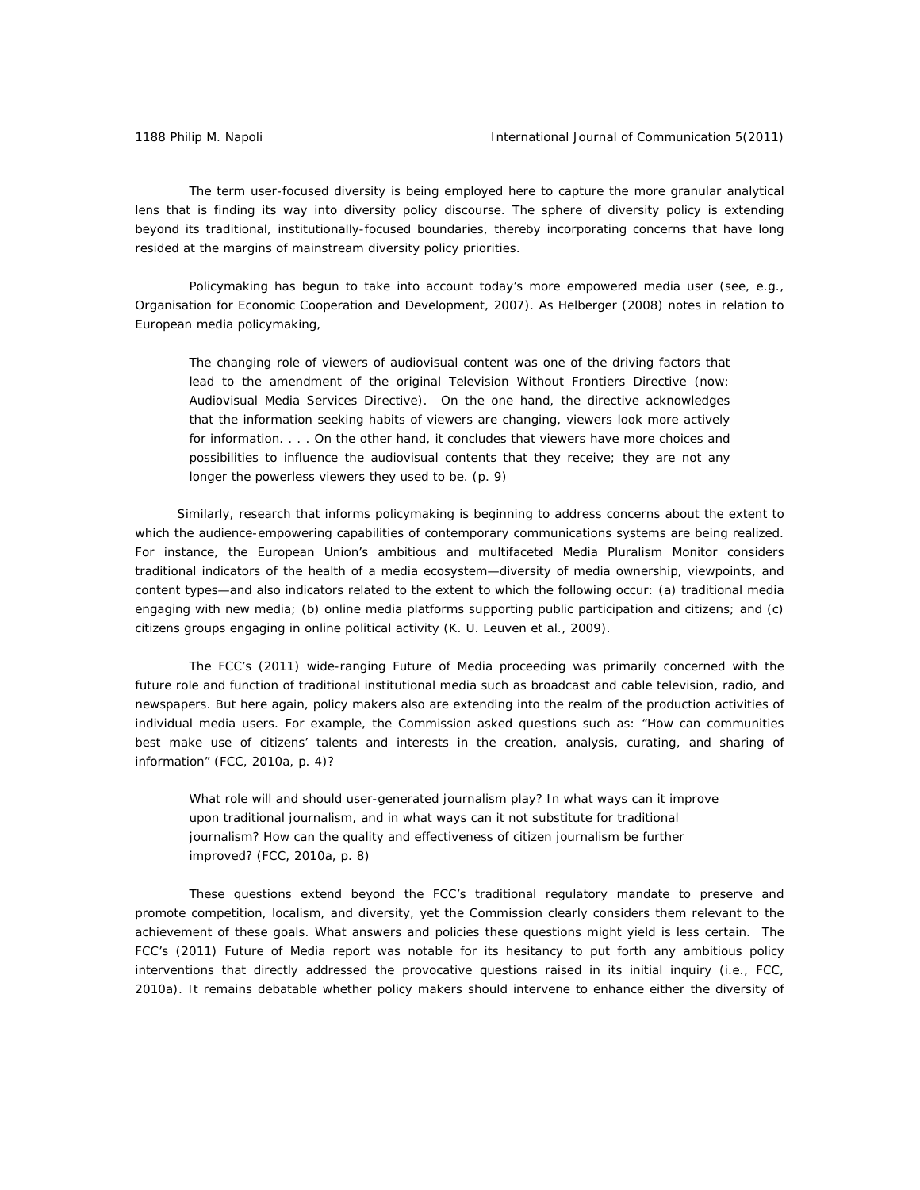The term user-focused diversity is being employed here to capture the more granular analytical lens that is finding its way into diversity policy discourse. The sphere of diversity policy is extending beyond its traditional, institutionally-focused boundaries, thereby incorporating concerns that have long resided at the margins of mainstream diversity policy priorities.

Policymaking has begun to take into account today's more empowered media user (see, e.g., Organisation for Economic Cooperation and Development, 2007). As Helberger (2008) notes in relation to European media policymaking,

> The changing role of viewers of audiovisual content was one of the driving factors that lead to the amendment of the original Television Without Frontiers Directive (now: Audiovisual Media Services Directive). On the one hand, the directive acknowledges that the information seeking habits of viewers are changing, viewers look more actively for information. . . . On the other hand, it concludes that viewers have more choices and possibilities to influence the audiovisual contents that they receive; they are not any longer the powerless viewers they used to be. (p. 9)

Similarly, research that informs policymaking is beginning to address concerns about the extent to which the audience-empowering capabilities of contemporary communications systems are being realized. For instance, the European Union's ambitious and multifaceted Media Pluralism Monitor considers traditional indicators of the health of a media ecosystem—diversity of media ownership, viewpoints, and content types—and also indicators related to the extent to which the following occur: (a) traditional media engaging with new media; (b) online media platforms supporting public participation and citizens; and (c) citizens groups engaging in online political activity (K. U. Leuven et al., 2009).

The FCC's (2011) wide-ranging Future of Media proceeding was primarily concerned with the future role and function of traditional institutional media such as broadcast and cable television, radio, and newspapers. But here again, policy makers also are extending into the realm of the production activities of individual media users. For example, the Commission asked questions such as: "How can communities best make use of citizens' talents and interests in the creation, analysis, curating, and sharing of information" (FCC, 2010a, p. 4)?

> What role will and should user-generated journalism play? In what ways can it improve upon traditional journalism, and in what ways can it not substitute for traditional journalism? How can the quality and effectiveness of citizen journalism be further improved? (FCC, 2010a, p. 8)

These questions extend beyond the FCC's traditional regulatory mandate to preserve and promote competition, localism, and diversity, yet the Commission clearly considers them relevant to the achievement of these goals. What answers and policies these questions might yield is less certain. The FCC's (2011) Future of Media report was notable for its hesitancy to put forth any ambitious policy interventions that directly addressed the provocative questions raised in its initial inquiry (i.e., FCC, 2010a). It remains debatable whether policy makers should intervene to enhance either the diversity of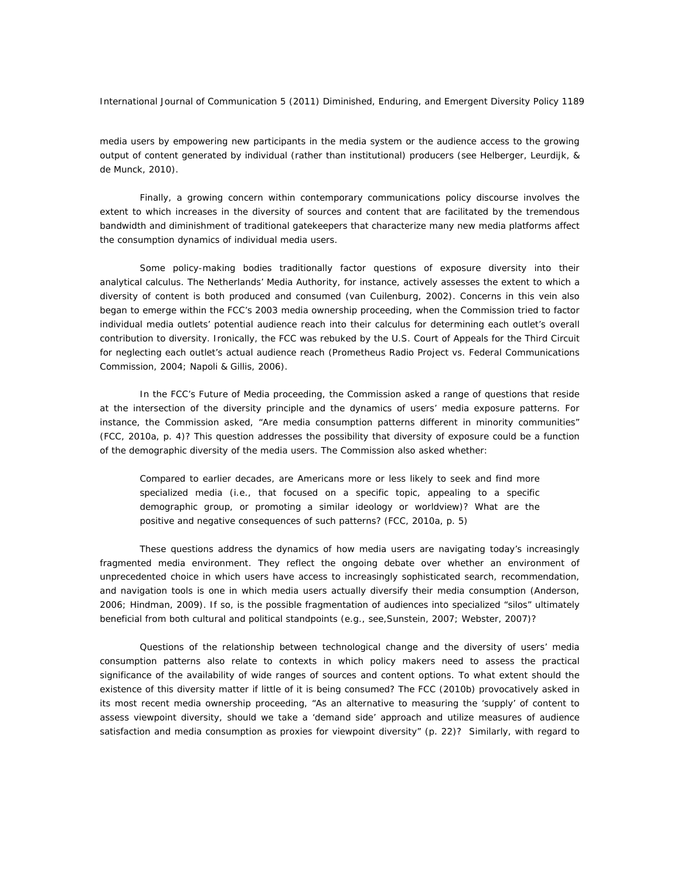media users by empowering new participants in the media system or the audience access to the growing output of content generated by individual (rather than institutional) producers (see Helberger, Leurdijk, & de Munck, 2010).

Finally, a growing concern within contemporary communications policy discourse involves the extent to which increases in the diversity of sources and content that are facilitated by the tremendous bandwidth and diminishment of traditional gatekeepers that characterize many new media platforms affect the consumption dynamics of individual media users.

Some policy-making bodies traditionally factor questions of exposure diversity into their analytical calculus. The Netherlands' Media Authority, for instance, actively assesses the extent to which a diversity of content is both produced and consumed (van Cuilenburg, 2002). Concerns in this vein also began to emerge within the FCC's 2003 media ownership proceeding, when the Commission tried to factor individual media outlets' potential audience reach into their calculus for determining each outlet's overall contribution to diversity. Ironically, the FCC was rebuked by the U.S. Court of Appeals for the Third Circuit for neglecting each outlet's actual audience reach (Prometheus Radio Project vs. Federal Communications Commission, 2004; Napoli & Gillis, 2006).

In the FCC's Future of Media proceeding, the Commission asked a range of questions that reside at the intersection of the diversity principle and the dynamics of users' media exposure patterns. For instance, the Commission asked, "Are media consumption patterns different in minority communities" (FCC, 2010a, p. 4)? This question addresses the possibility that diversity of exposure could be a function of the demographic diversity of the media users. The Commission also asked whether:

> Compared to earlier decades, are Americans more or less likely to seek and find more specialized media (i.e., that focused on a specific topic, appealing to a specific demographic group, or promoting a similar ideology or worldview)? What are the positive and negative consequences of such patterns? (FCC, 2010a, p. 5)

These questions address the dynamics of how media users are navigating today's increasingly fragmented media environment. They reflect the ongoing debate over whether an environment of unprecedented choice in which users have access to increasingly sophisticated search, recommendation, and navigation tools is one in which media users actually diversify their media consumption (Anderson, 2006; Hindman, 2009). If so, is the possible fragmentation of audiences into specialized "silos" ultimately beneficial from both cultural and political standpoints (e.g., see,Sunstein, 2007; Webster, 2007)?

Questions of the relationship between technological change and the diversity of users' media consumption patterns also relate to contexts in which policy makers need to assess the practical significance of the availability of wide ranges of sources and content options. To what extent should the existence of this diversity matter if little of it is being consumed? The FCC (2010b) provocatively asked in its most recent media ownership proceeding, "As an alternative to measuring the 'supply' of content to assess viewpoint diversity, should we take a 'demand side' approach and utilize measures of audience satisfaction and media consumption as proxies for viewpoint diversity" (p. 22)? Similarly, with regard to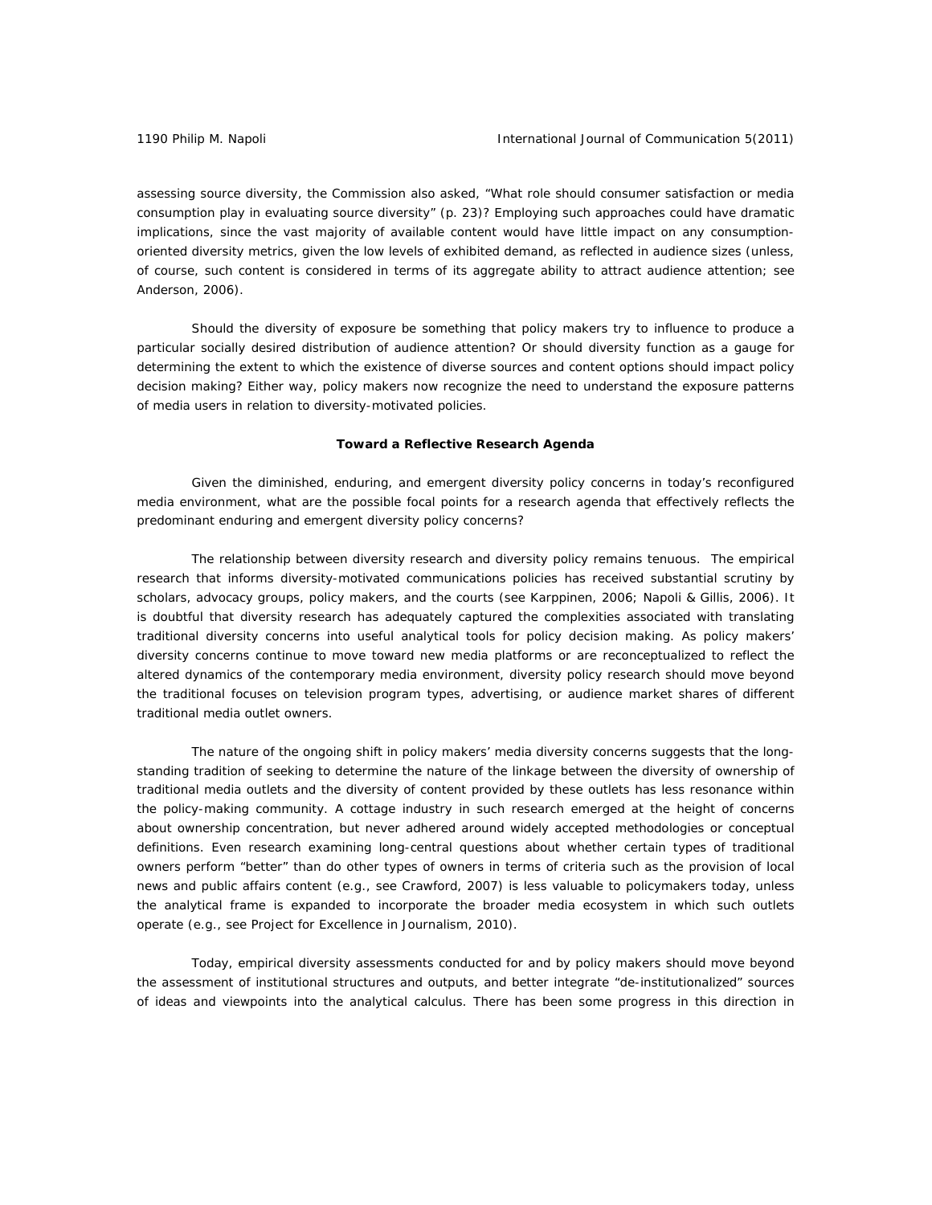assessing source diversity, the Commission also asked, "What role should consumer satisfaction or media consumption play in evaluating source diversity" (p. 23)? Employing such approaches could have dramatic implications, since the vast majority of available content would have little impact on any consumption-oriented diversity metrics, given the low levels of exhibited demand, as reflected in audience sizes (unless, of course, such content is considered in terms of its aggregate ability to attract audience attention; see Anderson, 2006).

Should the diversity of exposure be something that policy makers try to influence to produce a particular socially desired distribution of audience attention? Or should diversity function as a gauge for determining the extent to which the existence of diverse sources and content options should impact policy decision making? Either way, policy makers now recognize the need to understand the exposure patterns of media users in relation to diversity-motivated policies.

## Toward a Reflective Research Agenda

Given the diminished, enduring, and emergent diversity policy concerns in today's reconfigured media environment, what are the possible focal points for a research agenda that effectively reflects the predominant enduring and emergent diversity policy concerns?

The relationship between diversity research and diversity policy remains tenuous. The empirical research that informs diversity-motivated communications policies has received substantial scrutiny by scholars, advocacy groups, policy makers, and the courts (see Karppinen, 2006; Napoli & Gillis, 2006). It is doubtful that diversity research has adequately captured the complexities associated with translating traditional diversity concerns into useful analytical tools for policy decision making. As policy makers' diversity concerns continue to move toward new media platforms or are reconceptualized to reflect the altered dynamics of the contemporary media environment, diversity policy research should move beyond the traditional focuses on television program types, advertising, or audience market shares of different traditional media outlet owners.

The nature of the ongoing shift in policy makers' media diversity concerns suggests that the long-standing tradition of seeking to determine the nature of the linkage between the diversity of ownership of traditional media outlets and the diversity of content provided by these outlets has less resonance within the policy-making community. A cottage industry in such research emerged at the height of concerns about ownership concentration, but never adhered around widely accepted methodologies or conceptual definitions. Even research examining long-central questions about whether certain types of traditional owners perform "better" than do other types of owners in terms of criteria such as the provision of local news and public affairs content (e.g., see Crawford, 2007) is less valuable to policymakers today, unless the analytical frame is expanded to incorporate the broader media ecosystem in which such outlets operate (e.g., see Project for Excellence in Journalism, 2010).

Today, empirical diversity assessments conducted for and by policy makers should move beyond the assessment of institutional structures and outputs, and better integrate "de-institutionalized" sources of ideas and viewpoints into the analytical calculus. There has been some progress in this direction in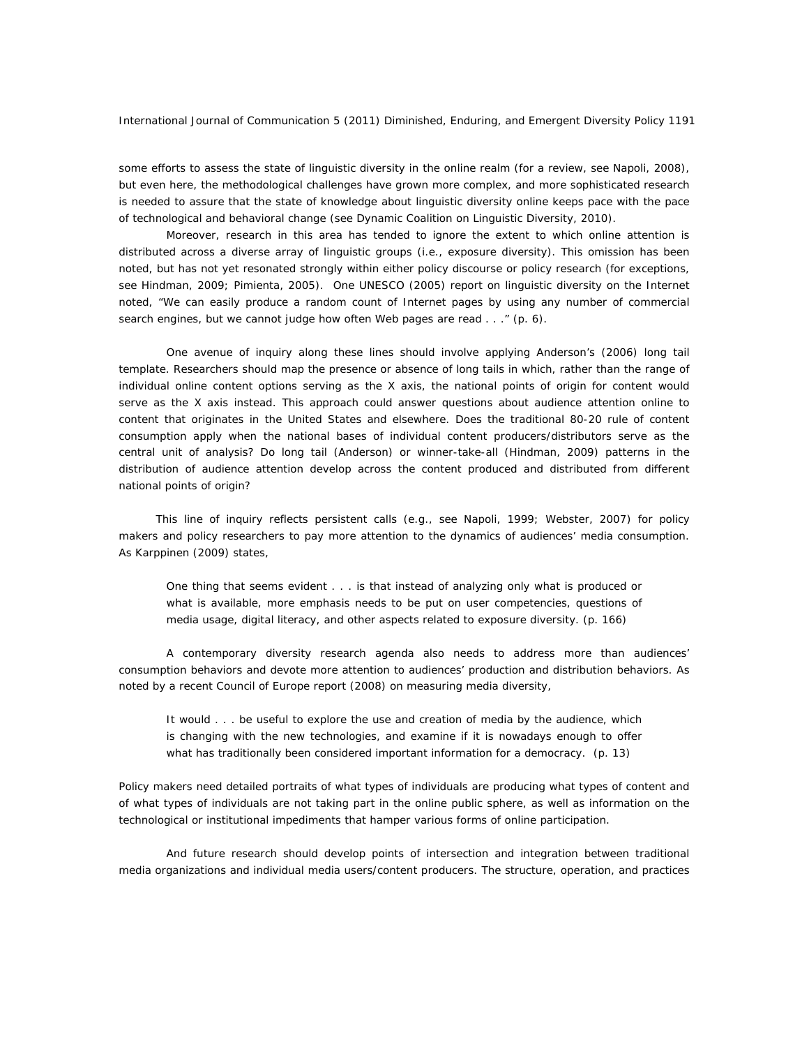some efforts to assess the state of linguistic diversity in the online realm (for a review, see Napoli, 2008), but even here, the methodological challenges have grown more complex, and more sophisticated research is needed to assure that the state of knowledge about linguistic diversity online keeps pace with the pace of technological and behavioral change (see Dynamic Coalition on Linguistic Diversity, 2010).

Moreover, research in this area has tended to ignore the extent to which online attention is distributed across a diverse array of linguistic groups (i.e., exposure diversity). This omission has been noted, but has not yet resonated strongly within either policy discourse or policy research (for exceptions, see Hindman, 2009; Pimienta, 2005). One UNESCO (2005) report on linguistic diversity on the Internet noted, "We can easily produce a random count of Internet pages by using any number of commercial search engines, but we cannot judge how often Web pages are read . . ." (p. 6).

One avenue of inquiry along these lines should involve applying Anderson's (2006) long tail template. Researchers should map the presence or absence of long tails in which, rather than the range of individual online content options serving as the X axis, the national points of origin for content would serve as the X axis instead. This approach could answer questions about audience attention online to content that originates in the United States and elsewhere. Does the traditional 80-20 rule of content consumption apply when the national bases of individual content producers/distributors serve as the central unit of analysis? Do long tail (Anderson) or winner-take-all (Hindman, 2009) patterns in the distribution of audience attention develop across the content produced and distributed from different national points of origin?

This line of inquiry reflects persistent calls (e.g., see Napoli, 1999; Webster, 2007) for policy makers and policy researchers to pay more attention to the dynamics of audiences' media consumption. As Karppinen (2009) states,

> One thing that seems evident . . . is that instead of analyzing only what is produced or what is available, more emphasis needs to be put on user competencies, questions of media usage, digital literacy, and other aspects related to exposure diversity. (p. 166)

A contemporary diversity research agenda also needs to address more than audiences' consumption behaviors and devote more attention to audiences' production and distribution behaviors. As noted by a recent Council of Europe report (2008) on measuring media diversity,

> It would . . . be useful to explore the use and creation of media by the audience, which is changing with the new technologies, and examine if it is nowadays enough to offer what has traditionally been considered important information for a democracy. (p. 13)

Policy makers need detailed portraits of what types of individuals are producing what types of content and of what types of individuals are not taking part in the online public sphere, as well as information on the technological or institutional impediments that hamper various forms of online participation.

And future research should develop points of intersection and integration between traditional media organizations and individual media users/content producers. The structure, operation, and practices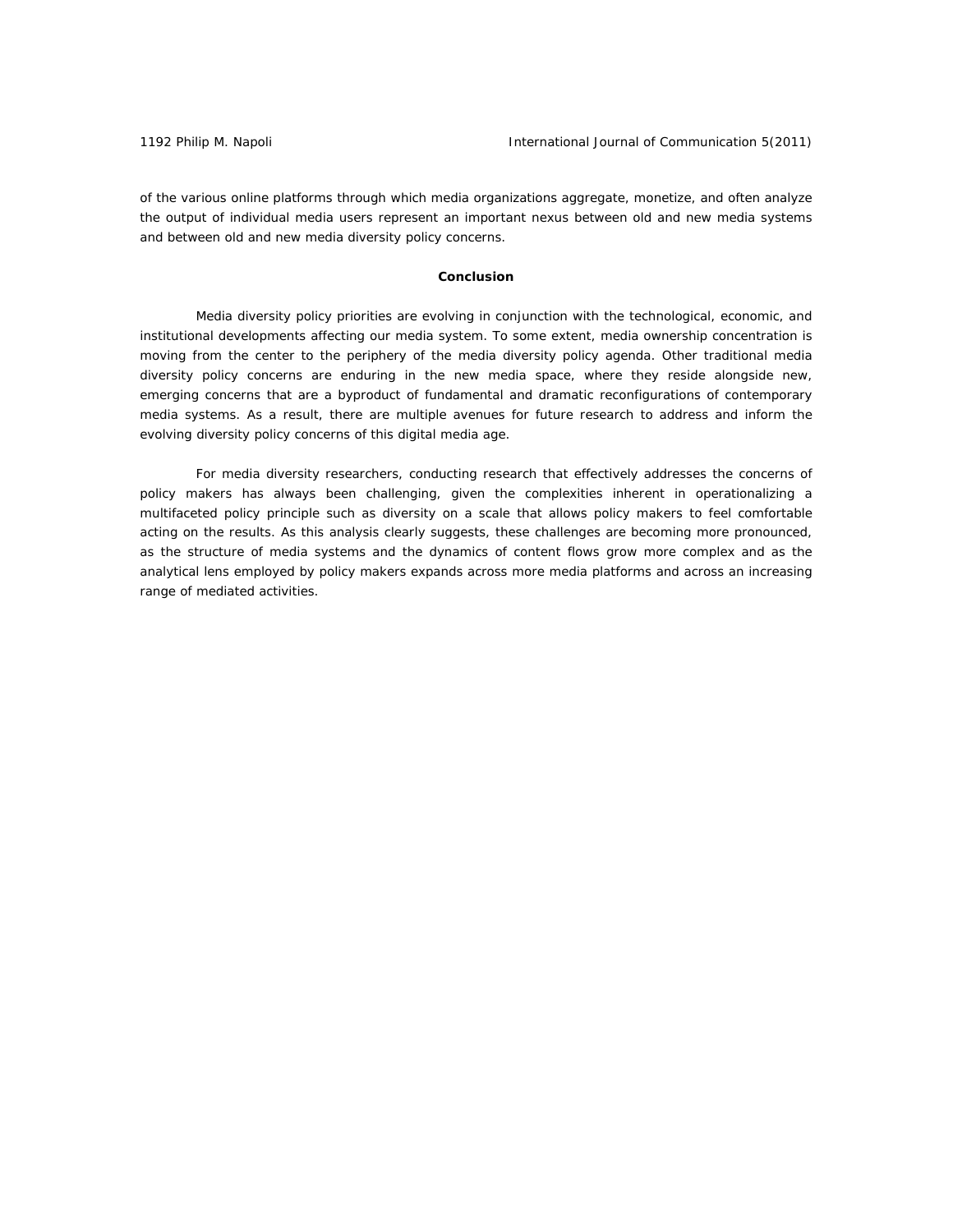of the various online platforms through which media organizations aggregate, monetize, and often analyze the output of individual media users represent an important nexus between old and new media systems and between old and new media diversity policy concerns.

## Conclusion

Media diversity policy priorities are evolving in conjunction with the technological, economic, and institutional developments affecting our media system. To some extent, media ownership concentration is moving from the center to the periphery of the media diversity policy agenda. Other traditional media diversity policy concerns are enduring in the new media space, where they reside alongside new, emerging concerns that are a byproduct of fundamental and dramatic reconfigurations of contemporary media systems. As a result, there are multiple avenues for future research to address and inform the evolving diversity policy concerns of this digital media age.

For media diversity researchers, conducting research that effectively addresses the concerns of policy makers has always been challenging, given the complexities inherent in operationalizing a multifaceted policy principle such as diversity on a scale that allows policy makers to feel comfortable acting on the results. As this analysis clearly suggests, these challenges are becoming more pronounced, as the structure of media systems and the dynamics of content flows grow more complex and as the analytical lens employed by policy makers expands across more media platforms and across an increasing range of mediated activities.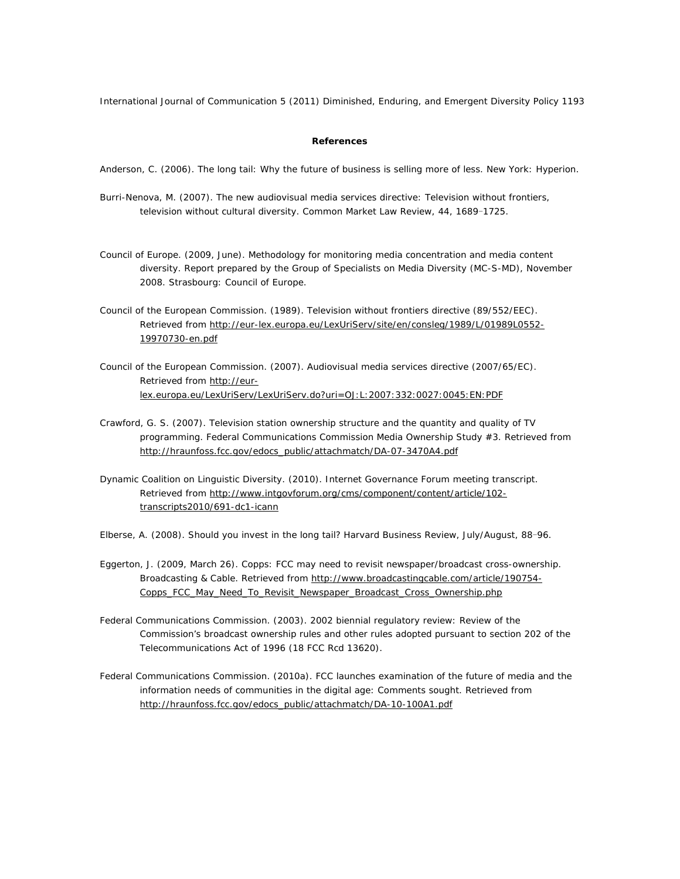**References**

Anderson, C. (2006). The long tail: Why the future of business is selling more of less. New York: Hyperion.

Burri-Nenova, M. (2007). The new audiovisual media services directive: Television without frontiers, television without cultural diversity. Common Market Law Review, 44, 1689–1725.

Council of Europe. (2009, June). Methodology for monitoring media concentration and media content diversity. Report prepared by the Group of Specialists on Media Diversity (MC-S-MD), November 2008. Strasbourg: Council of Europe.

Council of the European Commission. (1989). Television without frontiers directive (89/552/EEC). Retrieved from http://eur-lex.europa.eu/LexUriServ/site/en/consleg/1989/L/01989L0552-19970730-en.pdf

Council of the European Commission. (2007). Audiovisual media services directive (2007/65/EC). Retrieved from http://eur-lex.europa.eu/LexUriServ/LexUriServ.do?uri=OJ:L:2007:332:0027:0045:EN:PDF

Crawford, G. S. (2007). Television station ownership structure and the quantity and quality of TV programming. Federal Communications Commission Media Ownership Study #3. Retrieved from http://hraunfoss.fcc.gov/edocs_public/attachmatch/DA-07-3470A4.pdf

Dynamic Coalition on Linguistic Diversity. (2010). Internet Governance Forum meeting transcript. Retrieved from http://www.intgovforum.org/cms/component/content/article/102-transcripts2010/691-dc1-icann

Elberse, A. (2008). Should you invest in the long tail? Harvard Business Review, July/August, 88–96.

Eggerton, J. (2009, March 26). Copps: FCC may need to revisit newspaper/broadcast cross-ownership. Broadcasting & Cable. Retrieved from http://www.broadcastingcable.com/article/190754-Copps_FCC_May_Need_To_Revisit_Newspaper_Broadcast_Cross_Ownership.php

Federal Communications Commission. (2003). 2002 biennial regulatory review: Review of the Commission's broadcast ownership rules and other rules adopted pursuant to section 202 of the Telecommunications Act of 1996 (18 FCC Rcd 13620).

Federal Communications Commission. (2010a). FCC launches examination of the future of media and the information needs of communities in the digital age: Comments sought. Retrieved from http://hraunfoss.fcc.gov/edocs_public/attachmatch/DA-10-100A1.pdf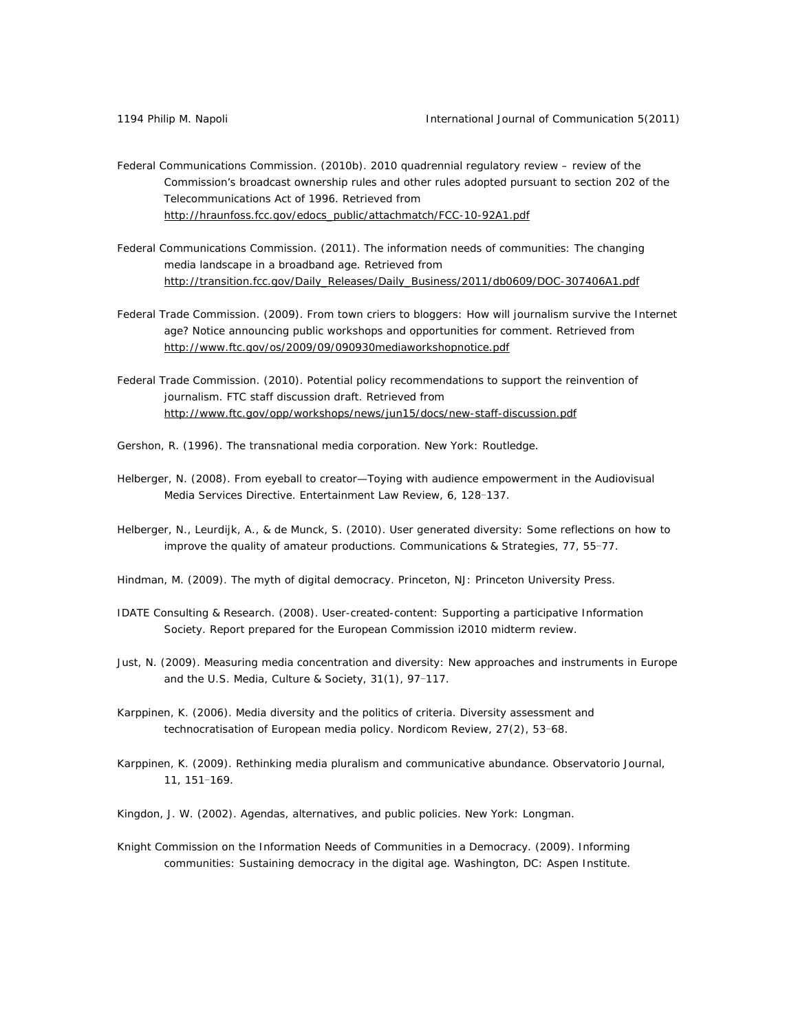Federal Communications Commission. (2010b). 2010 quadrennial regulatory review – review of the Commission's broadcast ownership rules and other rules adopted pursuant to section 202 of the Telecommunications Act of 1996. Retrieved from http://hraunfoss.fcc.gov/edocs_public/attachmatch/FCC-10-92A1.pdf

Federal Communications Commission. (2011). The information needs of communities: The changing media landscape in a broadband age. Retrieved from http://transition.fcc.gov/Daily_Releases/Daily_Business/2011/db0609/DOC-307406A1.pdf

Federal Trade Commission. (2009). From town criers to bloggers: How will journalism survive the Internet age? Notice announcing public workshops and opportunities for comment. Retrieved from http://www.ftc.gov/os/2009/09/090930mediaworkshopnotice.pdf

Federal Trade Commission. (2010). Potential policy recommendations to support the reinvention of journalism. FTC staff discussion draft. Retrieved from http://www.ftc.gov/opp/workshops/news/jun15/docs/new-staff-discussion.pdf

Gershon, R. (1996). The transnational media corporation. New York: Routledge.

Helberger, N. (2008). From eyeball to creator—Toying with audience empowerment in the Audiovisual Media Services Directive. Entertainment Law Review, 6, 128–137.

Helberger, N., Leurdijk, A., & de Munck, S. (2010). User generated diversity: Some reflections on how to improve the quality of amateur productions. Communications & Strategies, 77, 55–77.

Hindman, M. (2009). The myth of digital democracy. Princeton, NJ: Princeton University Press.

IDATE Consulting & Research. (2008). User-created-content: Supporting a participative Information Society. Report prepared for the European Commission i2010 midterm review.

Just, N. (2009). Measuring media concentration and diversity: New approaches and instruments in Europe and the U.S. Media, Culture & Society, 31(1), 97–117.

Karppinen, K. (2006). Media diversity and the politics of criteria. Diversity assessment and technocratisation of European media policy. Nordicom Review, 27(2), 53–68.

Karppinen, K. (2009). Rethinking media pluralism and communicative abundance. Observatorio Journal, 11, 151–169.

Kingdon, J. W. (2002). Agendas, alternatives, and public policies. New York: Longman.

Knight Commission on the Information Needs of Communities in a Democracy. (2009). Informing communities: Sustaining democracy in the digital age. Washington, DC: Aspen Institute.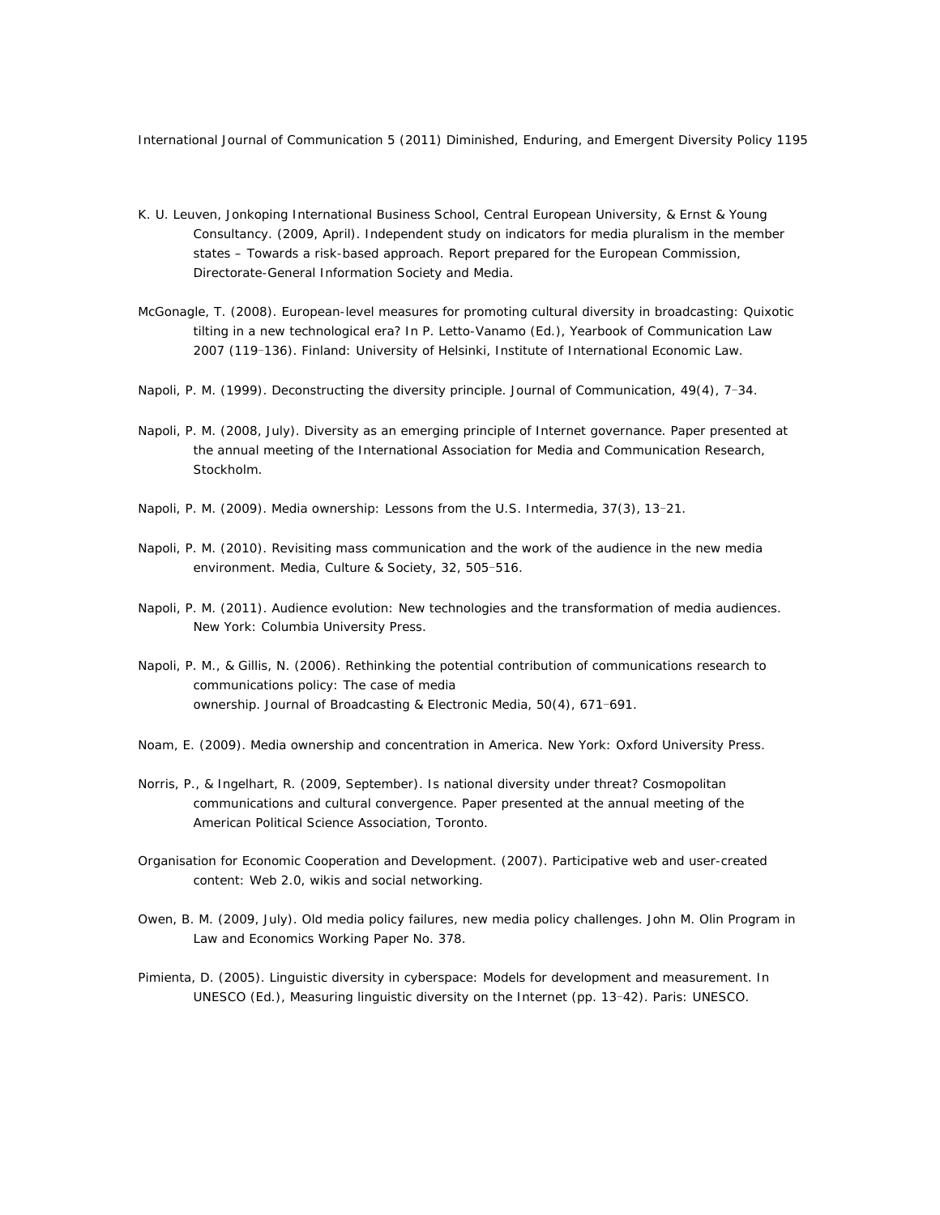K. U. Leuven, Jonkoping International Business School, Central European University, & Ernst & Young Consultancy. (2009, April). Independent study on indicators for media pluralism in the member states – Towards a risk-based approach. Report prepared for the European Commission, Directorate-General Information Society and Media.

McGonagle, T. (2008). European-level measures for promoting cultural diversity in broadcasting: Quixotic tilting in a new technological era? In P. Letto-Vanamo (Ed.), Yearbook of Communication Law 2007 (119–136). Finland: University of Helsinki, Institute of International Economic Law.

Napoli, P. M. (1999). Deconstructing the diversity principle. Journal of Communication, 49(4), 7–34.

Napoli, P. M. (2008, July). Diversity as an emerging principle of Internet governance. Paper presented at the annual meeting of the International Association for Media and Communication Research, Stockholm.

Napoli, P. M. (2009). Media ownership: Lessons from the U.S. Intermedia, 37(3), 13–21.

Napoli, P. M. (2010). Revisiting mass communication and the work of the audience in the new media environment. Media, Culture & Society, 32, 505–516.

Napoli, P. M. (2011). Audience evolution: New technologies and the transformation of media audiences. New York: Columbia University Press.

Napoli, P. M., & Gillis, N. (2006). Rethinking the potential contribution of communications research to communications policy: The case of media ownership. Journal of Broadcasting & Electronic Media, 50(4), 671–691.

Noam, E. (2009). Media ownership and concentration in America. New York: Oxford University Press.

Norris, P., & Ingelhart, R. (2009, September). Is national diversity under threat? Cosmopolitan communications and cultural convergence. Paper presented at the annual meeting of the American Political Science Association, Toronto.

Organisation for Economic Cooperation and Development. (2007). Participative web and user-created content: Web 2.0, wikis and social networking.

Owen, B. M. (2009, July). Old media policy failures, new media policy challenges. John M. Olin Program in Law and Economics Working Paper No. 378.

Pimienta, D. (2005). Linguistic diversity in cyberspace: Models for development and measurement. In UNESCO (Ed.), Measuring linguistic diversity on the Internet (pp. 13–42). Paris: UNESCO.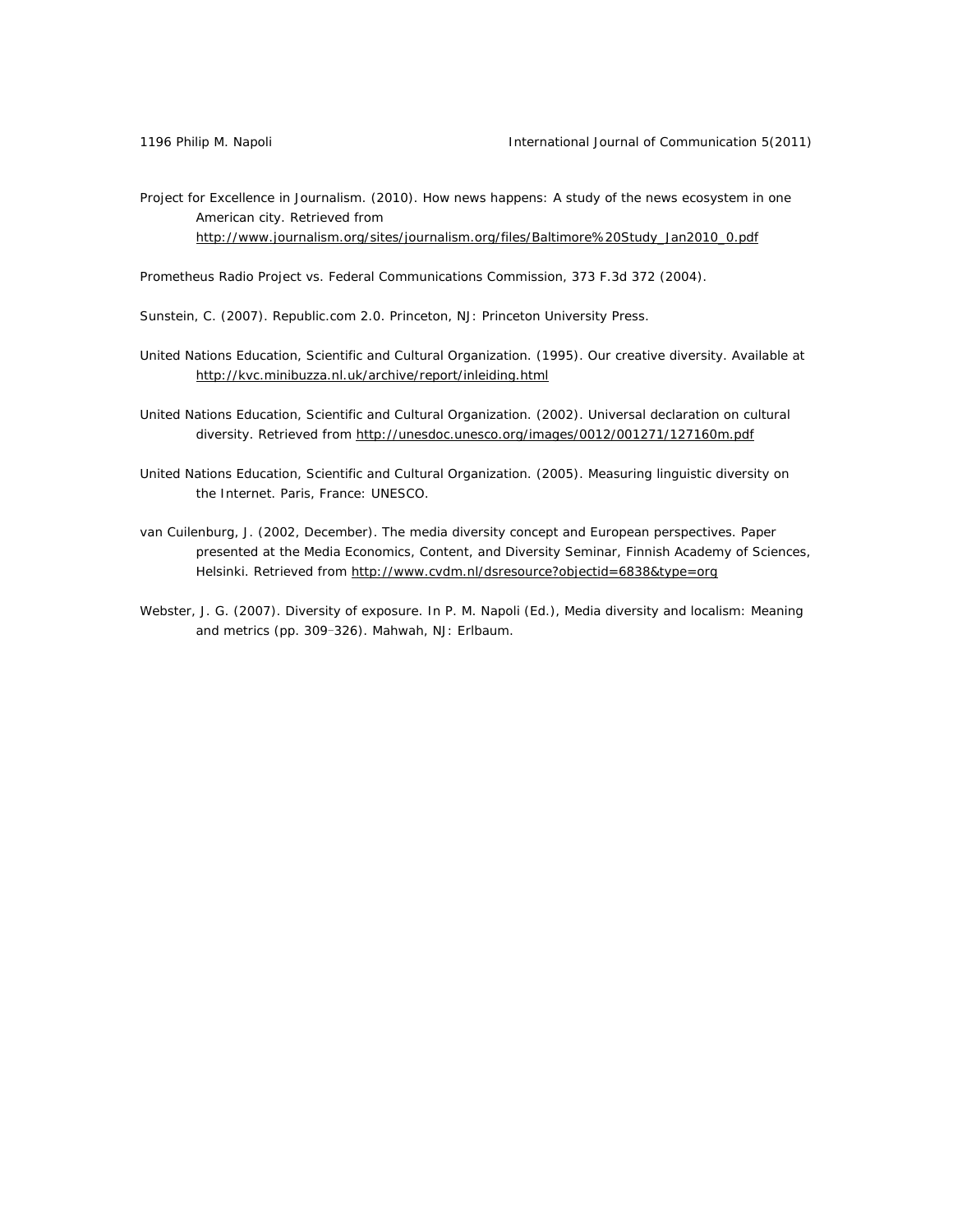Project for Excellence in Journalism. (2010). How news happens: A study of the news ecosystem in one American city. Retrieved from http://www.journalism.org/sites/journalism.org/files/Baltimore%20Study_Jan2010_0.pdf

Prometheus Radio Project vs. Federal Communications Commission, 373 F.3d 372 (2004).

Sunstein, C. (2007). Republic.com 2.0. Princeton, NJ: Princeton University Press.

United Nations Education, Scientific and Cultural Organization. (1995). Our creative diversity. Available at http://kvc.minibuzza.nl.uk/archive/report/inleiding.html

United Nations Education, Scientific and Cultural Organization. (2002). Universal declaration on cultural diversity. Retrieved from http://unesdoc.unesco.org/images/0012/001271/127160m.pdf

United Nations Education, Scientific and Cultural Organization. (2005). Measuring linguistic diversity on the Internet. Paris, France: UNESCO.

van Cuilenburg, J. (2002, December). The media diversity concept and European perspectives. Paper presented at the Media Economics, Content, and Diversity Seminar, Finnish Academy of Sciences, Helsinki. Retrieved from http://www.cvdm.nl/dsresource?objectid=6838&type=org

Webster, J. G. (2007). Diversity of exposure. In P. M. Napoli (Ed.), Media diversity and localism: Meaning and metrics (pp. 309–326). Mahwah, NJ: Erlbaum.